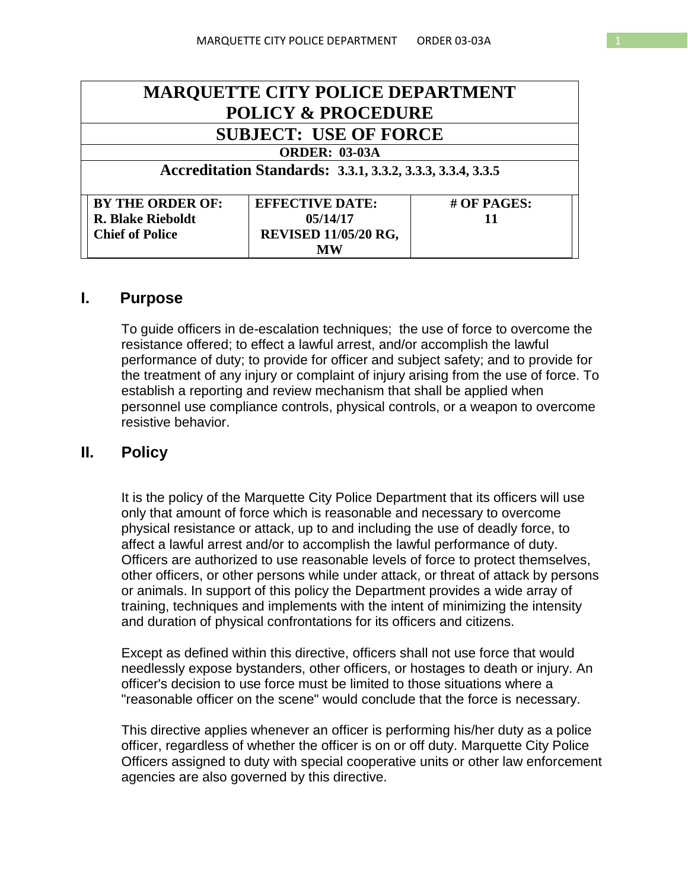# MARQUETTE CITY POLICE DEPARTMENT POLICY & PROCEDURE

## SUBJECT: USE OF FORCE

**ORDER: 03-03A**

**Accreditation Standards: 3.3.1, 3.3.2, 3.3.3, 3.3.4, 3.3.5**

| BY THE ORDER OF: | EFFECTIVE DATE: | # OF PAGES: |
|---|---|---|
| R. Blake Rieboldt<br>Chief of Police | 05/14/17<br>REVISED 11/05/20 RG, MW | 11 |

## I. Purpose

To guide officers in de-escalation techniques; the use of force to overcome the resistance offered; to effect a lawful arrest, and/or accomplish the lawful performance of duty; to provide for officer and subject safety; and to provide for the treatment of any injury or complaint of injury arising from the use of force. To establish a reporting and review mechanism that shall be applied when personnel use compliance controls, physical controls, or a weapon to overcome resistive behavior.

## II. Policy

It is the policy of the Marquette City Police Department that its officers will use only that amount of force which is reasonable and necessary to overcome physical resistance or attack, up to and including the use of deadly force, to affect a lawful arrest and/or to accomplish the lawful performance of duty. Officers are authorized to use reasonable levels of force to protect themselves, other officers, or other persons while under attack, or threat of attack by persons or animals. In support of this policy the Department provides a wide array of training, techniques and implements with the intent of minimizing the intensity and duration of physical confrontations for its officers and citizens.

Except as defined within this directive, officers shall not use force that would needlessly expose bystanders, other officers, or hostages to death or injury. An officer's decision to use force must be limited to those situations where a "reasonable officer on the scene" would conclude that the force is necessary.

This directive applies whenever an officer is performing his/her duty as a police officer, regardless of whether the officer is on or off duty. Marquette City Police Officers assigned to duty with special cooperative units or other law enforcement agencies are also governed by this directive.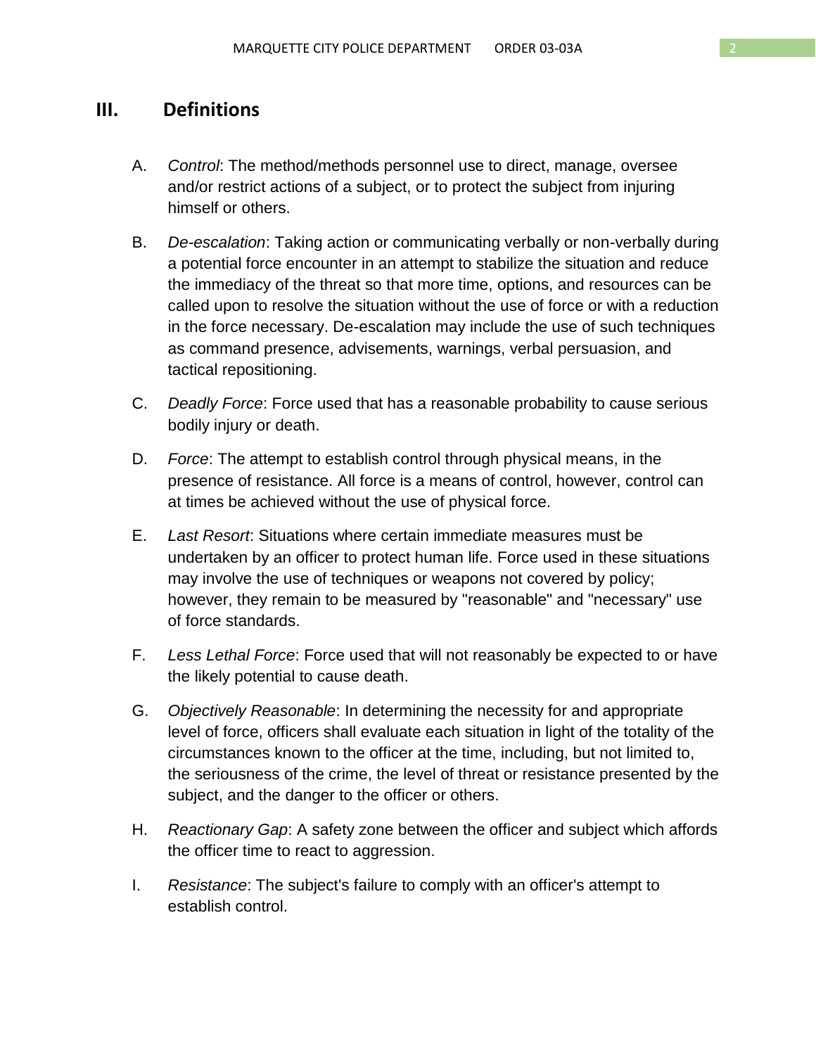## III. Definitions

A. *Control*: The method/methods personnel use to direct, manage, oversee and/or restrict actions of a subject, or to protect the subject from injuring himself or others.

B. *De-escalation*: Taking action or communicating verbally or non-verbally during a potential force encounter in an attempt to stabilize the situation and reduce the immediacy of the threat so that more time, options, and resources can be called upon to resolve the situation without the use of force or with a reduction in the force necessary. De-escalation may include the use of such techniques as command presence, advisements, warnings, verbal persuasion, and tactical repositioning.

C. *Deadly Force*: Force used that has a reasonable probability to cause serious bodily injury or death.

D. *Force*: The attempt to establish control through physical means, in the presence of resistance. All force is a means of control, however, control can at times be achieved without the use of physical force.

E. *Last Resort*: Situations where certain immediate measures must be undertaken by an officer to protect human life. Force used in these situations may involve the use of techniques or weapons not covered by policy; however, they remain to be measured by "reasonable" and "necessary" use of force standards.

F. *Less Lethal Force*: Force used that will not reasonably be expected to or have the likely potential to cause death.

G. *Objectively Reasonable*: In determining the necessity for and appropriate level of force, officers shall evaluate each situation in light of the totality of the circumstances known to the officer at the time, including, but not limited to, the seriousness of the crime, the level of threat or resistance presented by the subject, and the danger to the officer or others.

H. *Reactionary Gap*: A safety zone between the officer and subject which affords the officer time to react to aggression.

I. *Resistance*: The subject's failure to comply with an officer's attempt to establish control.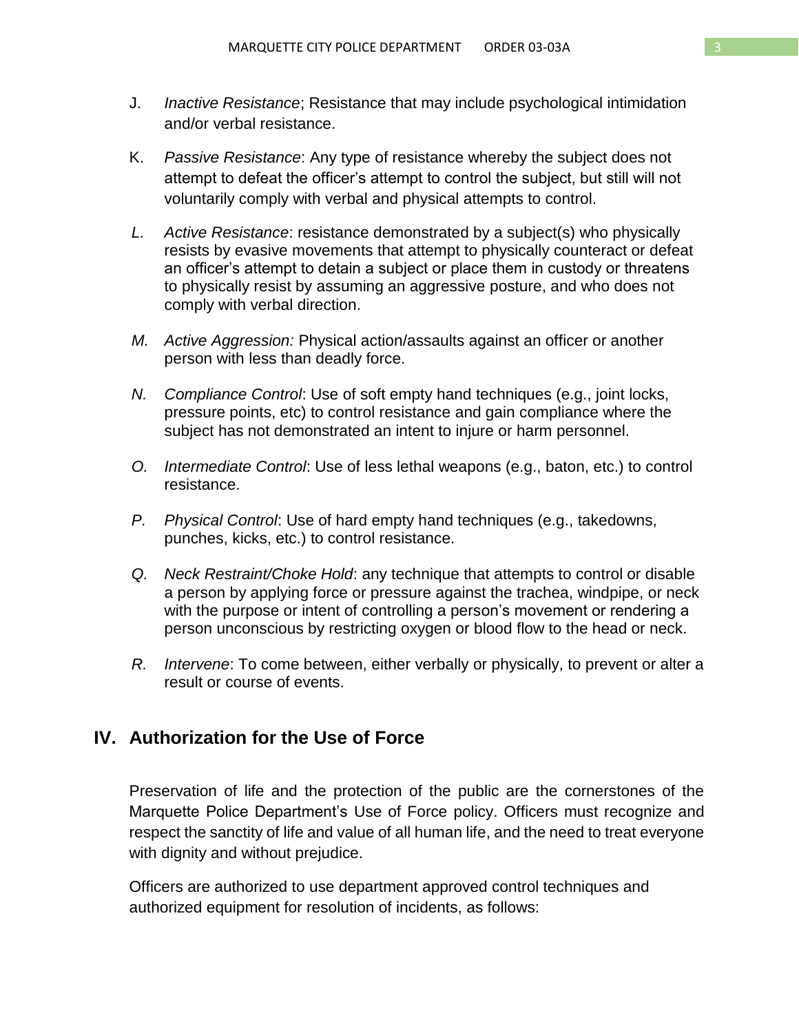J. *Inactive Resistance*; Resistance that may include psychological intimidation and/or verbal resistance.

K. *Passive Resistance*: Any type of resistance whereby the subject does not attempt to defeat the officer's attempt to control the subject, but still will not voluntarily comply with verbal and physical attempts to control.

*L.* *Active Resistance*: resistance demonstrated by a subject(s) who physically resists by evasive movements that attempt to physically counteract or defeat an officer's attempt to detain a subject or place them in custody or threatens to physically resist by assuming an aggressive posture, and who does not comply with verbal direction.

*M.* *Active Aggression:* Physical action/assaults against an officer or another person with less than deadly force.

*N.* *Compliance Control*: Use of soft empty hand techniques (e.g., joint locks, pressure points, etc) to control resistance and gain compliance where the subject has not demonstrated an intent to injure or harm personnel.

*O.* *Intermediate Control*: Use of less lethal weapons (e.g., baton, etc.) to control resistance.

*P.* *Physical Control*: Use of hard empty hand techniques (e.g., takedowns, punches, kicks, etc.) to control resistance.

*Q.* *Neck Restraint/Choke Hold*: any technique that attempts to control or disable a person by applying force or pressure against the trachea, windpipe, or neck with the purpose or intent of controlling a person's movement or rendering a person unconscious by restricting oxygen or blood flow to the head or neck.

*R.* *Intervene*: To come between, either verbally or physically, to prevent or alter a result or course of events.

## IV. Authorization for the Use of Force

Preservation of life and the protection of the public are the cornerstones of the Marquette Police Department's Use of Force policy. Officers must recognize and respect the sanctity of life and value of all human life, and the need to treat everyone with dignity and without prejudice.

Officers are authorized to use department approved control techniques and authorized equipment for resolution of incidents, as follows: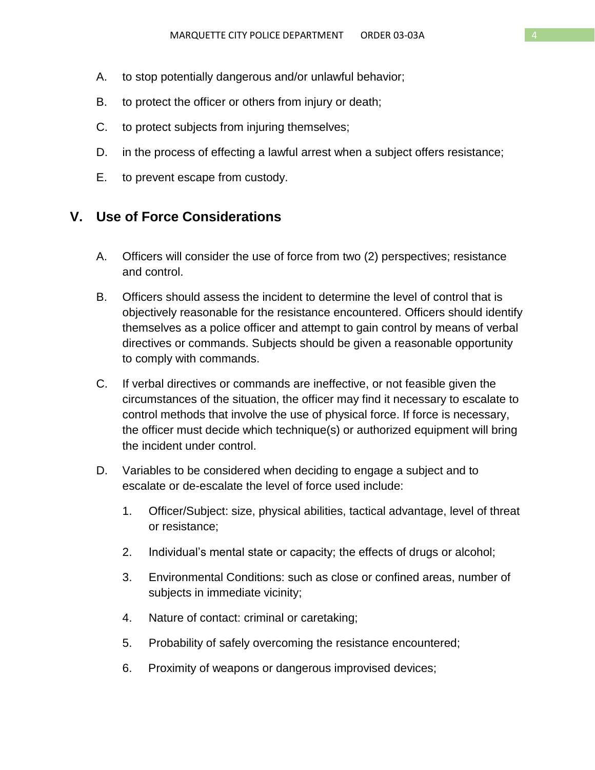A. to stop potentially dangerous and/or unlawful behavior;

B. to protect the officer or others from injury or death;

C. to protect subjects from injuring themselves;

D. in the process of effecting a lawful arrest when a subject offers resistance;

E. to prevent escape from custody.

## V. Use of Force Considerations

A. Officers will consider the use of force from two (2) perspectives; resistance and control.

B. Officers should assess the incident to determine the level of control that is objectively reasonable for the resistance encountered. Officers should identify themselves as a police officer and attempt to gain control by means of verbal directives or commands. Subjects should be given a reasonable opportunity to comply with commands.

C. If verbal directives or commands are ineffective, or not feasible given the circumstances of the situation, the officer may find it necessary to escalate to control methods that involve the use of physical force. If force is necessary, the officer must decide which technique(s) or authorized equipment will bring the incident under control.

D. Variables to be considered when deciding to engage a subject and to escalate or de-escalate the level of force used include:

   1. Officer/Subject: size, physical abilities, tactical advantage, level of threat or resistance;

   2. Individual's mental state or capacity; the effects of drugs or alcohol;

   3. Environmental Conditions: such as close or confined areas, number of subjects in immediate vicinity;

   4. Nature of contact: criminal or caretaking;

   5. Probability of safely overcoming the resistance encountered;

   6. Proximity of weapons or dangerous improvised devices;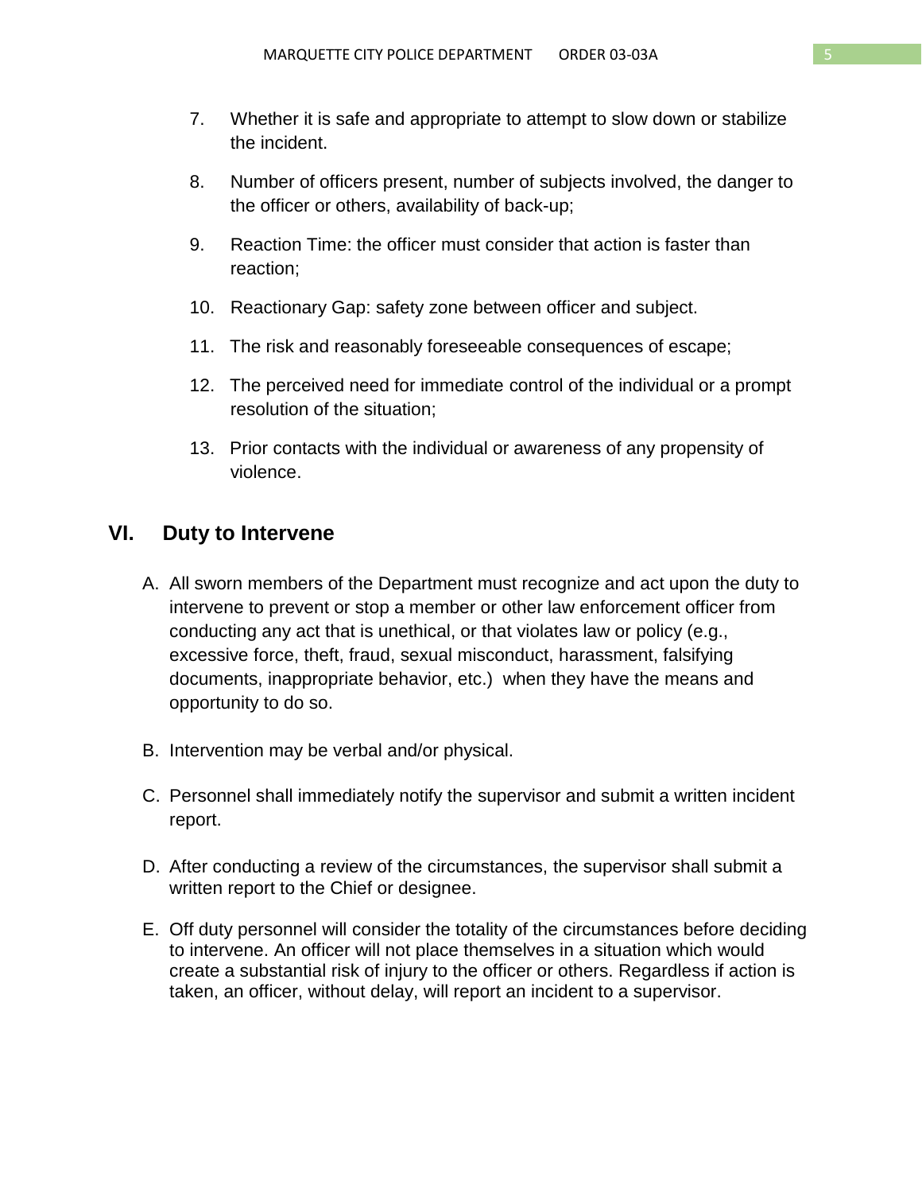7. Whether it is safe and appropriate to attempt to slow down or stabilize the incident.

8. Number of officers present, number of subjects involved, the danger to the officer or others, availability of back-up;

9. Reaction Time: the officer must consider that action is faster than reaction;

10. Reactionary Gap: safety zone between officer and subject.

11. The risk and reasonably foreseeable consequences of escape;

12. The perceived need for immediate control of the individual or a prompt resolution of the situation;

13. Prior contacts with the individual or awareness of any propensity of violence.

## VI. Duty to Intervene

A. All sworn members of the Department must recognize and act upon the duty to intervene to prevent or stop a member or other law enforcement officer from conducting any act that is unethical, or that violates law or policy (e.g., excessive force, theft, fraud, sexual misconduct, harassment, falsifying documents, inappropriate behavior, etc.) when they have the means and opportunity to do so.

B. Intervention may be verbal and/or physical.

C. Personnel shall immediately notify the supervisor and submit a written incident report.

D. After conducting a review of the circumstances, the supervisor shall submit a written report to the Chief or designee.

E. Off duty personnel will consider the totality of the circumstances before deciding to intervene. An officer will not place themselves in a situation which would create a substantial risk of injury to the officer or others. Regardless if action is taken, an officer, without delay, will report an incident to a supervisor.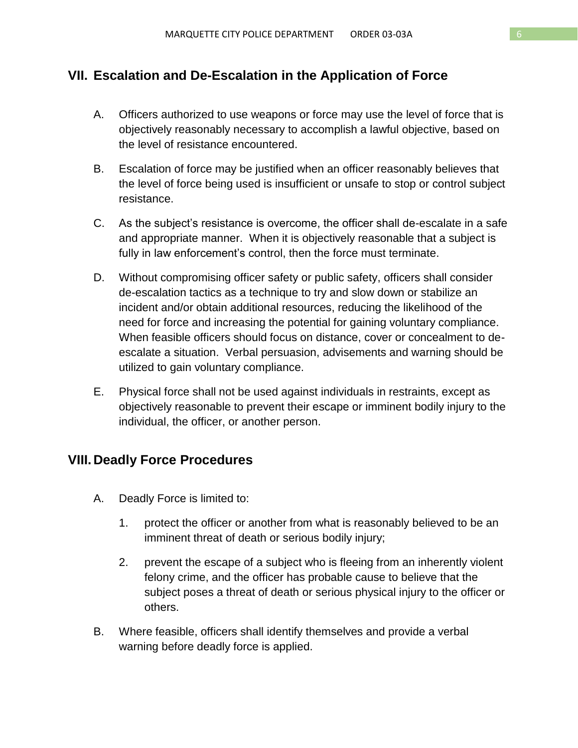## VII. Escalation and De-Escalation in the Application of Force

A. Officers authorized to use weapons or force may use the level of force that is objectively reasonably necessary to accomplish a lawful objective, based on the level of resistance encountered.

B. Escalation of force may be justified when an officer reasonably believes that the level of force being used is insufficient or unsafe to stop or control subject resistance.

C. As the subject's resistance is overcome, the officer shall de-escalate in a safe and appropriate manner. When it is objectively reasonable that a subject is fully in law enforcement's control, then the force must terminate.

D. Without compromising officer safety or public safety, officers shall consider de-escalation tactics as a technique to try and slow down or stabilize an incident and/or obtain additional resources, reducing the likelihood of the need for force and increasing the potential for gaining voluntary compliance. When feasible officers should focus on distance, cover or concealment to de-escalate a situation. Verbal persuasion, advisements and warning should be utilized to gain voluntary compliance.

E. Physical force shall not be used against individuals in restraints, except as objectively reasonable to prevent their escape or imminent bodily injury to the individual, the officer, or another person.

## VIII. Deadly Force Procedures

A. Deadly Force is limited to:

1. protect the officer or another from what is reasonably believed to be an imminent threat of death or serious bodily injury;

2. prevent the escape of a subject who is fleeing from an inherently violent felony crime, and the officer has probable cause to believe that the subject poses a threat of death or serious physical injury to the officer or others.

B. Where feasible, officers shall identify themselves and provide a verbal warning before deadly force is applied.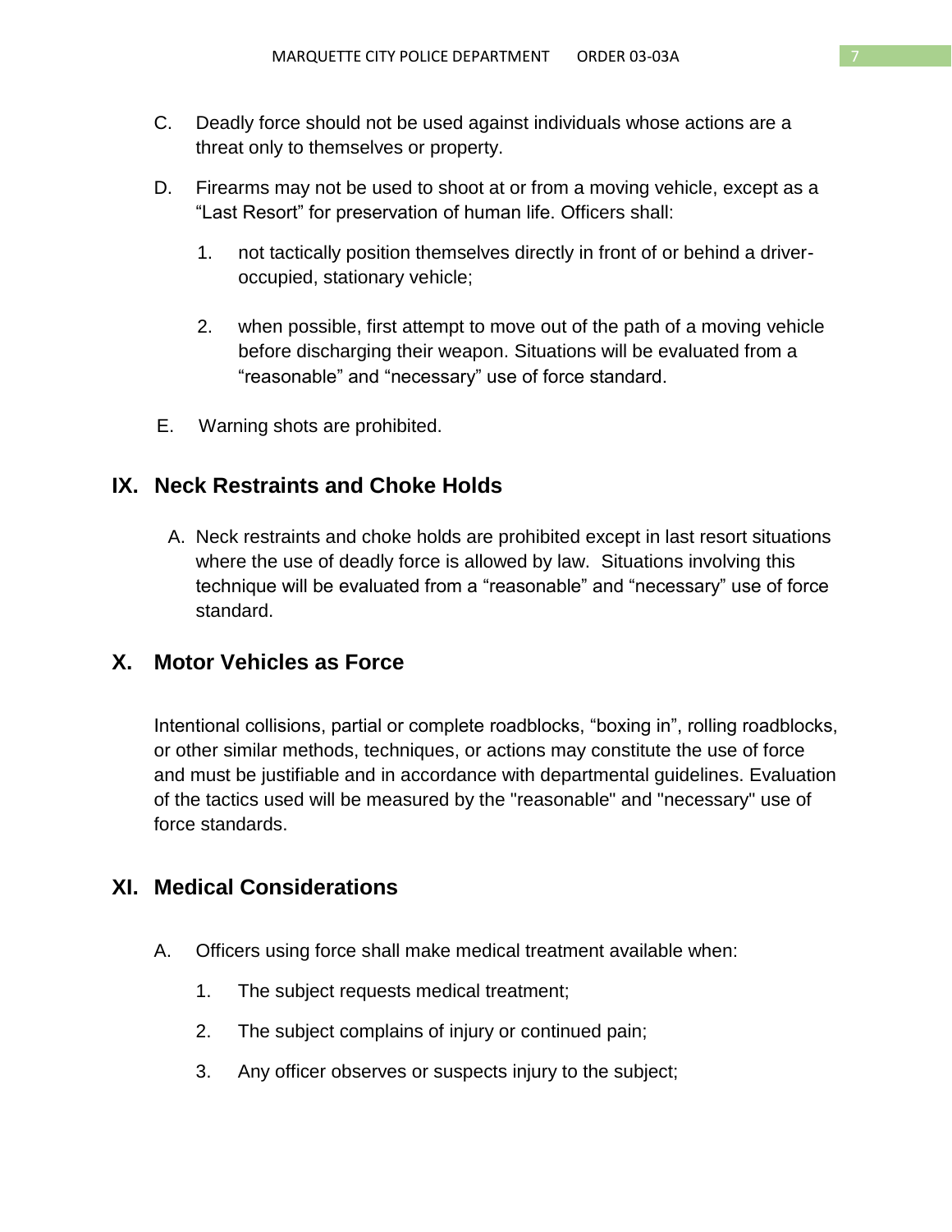C. Deadly force should not be used against individuals whose actions are a threat only to themselves or property.

D. Firearms may not be used to shoot at or from a moving vehicle, except as a "Last Resort" for preservation of human life. Officers shall:

   1. not tactically position themselves directly in front of or behind a driver-occupied, stationary vehicle;

   2. when possible, first attempt to move out of the path of a moving vehicle before discharging their weapon. Situations will be evaluated from a "reasonable" and "necessary" use of force standard.

E. Warning shots are prohibited.

## IX. Neck Restraints and Choke Holds

A. Neck restraints and choke holds are prohibited except in last resort situations where the use of deadly force is allowed by law. Situations involving this technique will be evaluated from a "reasonable" and "necessary" use of force standard.

## X. Motor Vehicles as Force

Intentional collisions, partial or complete roadblocks, "boxing in", rolling roadblocks, or other similar methods, techniques, or actions may constitute the use of force and must be justifiable and in accordance with departmental guidelines. Evaluation of the tactics used will be measured by the "reasonable" and "necessary" use of force standards.

## XI. Medical Considerations

A. Officers using force shall make medical treatment available when:

   1. The subject requests medical treatment;

   2. The subject complains of injury or continued pain;

   3. Any officer observes or suspects injury to the subject;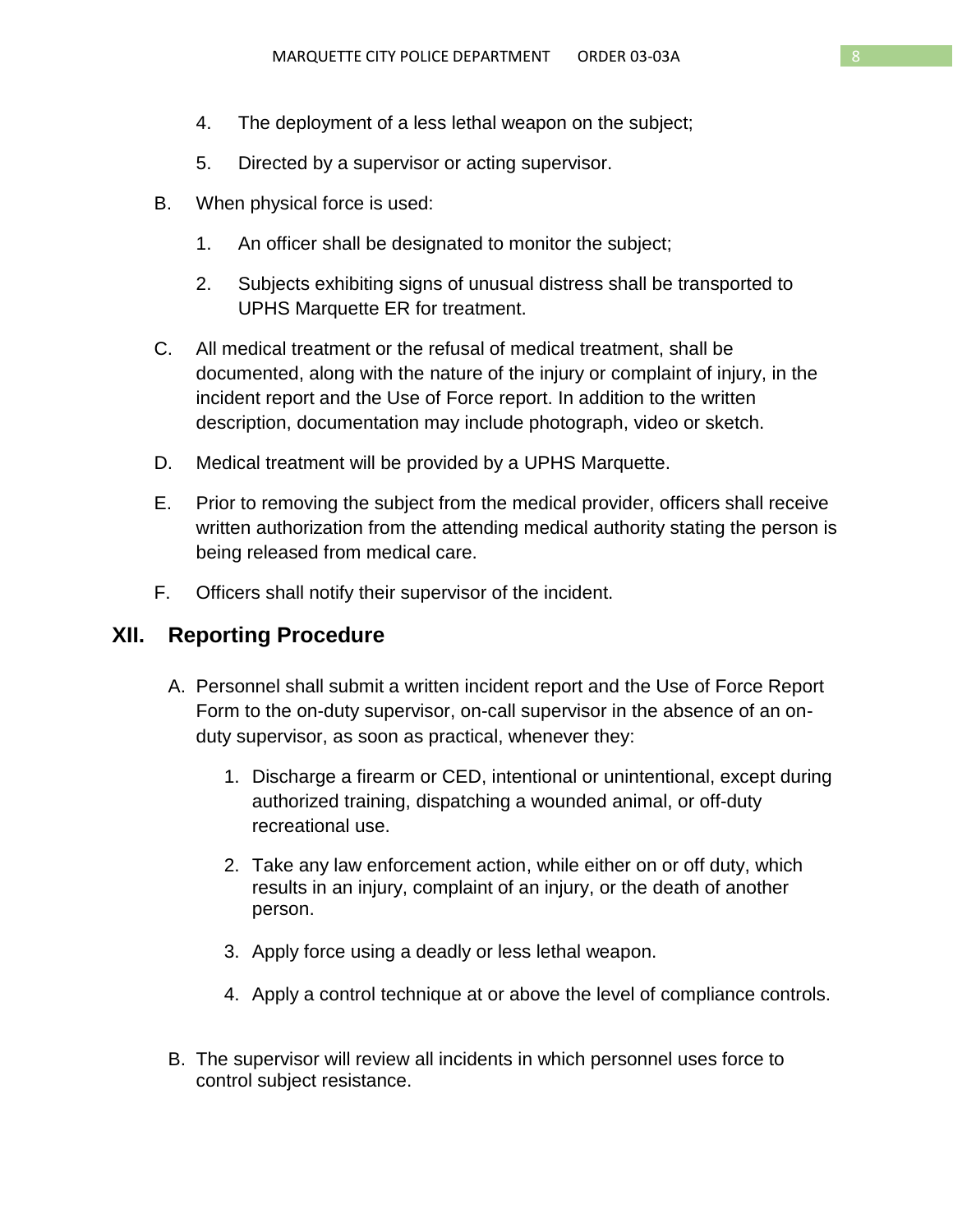4. The deployment of a less lethal weapon on the subject;

5. Directed by a supervisor or acting supervisor.

B. When physical force is used:

   1. An officer shall be designated to monitor the subject;

   2. Subjects exhibiting signs of unusual distress shall be transported to UPHS Marquette ER for treatment.

C. All medical treatment or the refusal of medical treatment, shall be documented, along with the nature of the injury or complaint of injury, in the incident report and the Use of Force report. In addition to the written description, documentation may include photograph, video or sketch.

D. Medical treatment will be provided by a UPHS Marquette.

E. Prior to removing the subject from the medical provider, officers shall receive written authorization from the attending medical authority stating the person is being released from medical care.

F. Officers shall notify their supervisor of the incident.

## XII. Reporting Procedure

A. Personnel shall submit a written incident report and the Use of Force Report Form to the on-duty supervisor, on-call supervisor in the absence of an on-duty supervisor, as soon as practical, whenever they:

   1. Discharge a firearm or CED, intentional or unintentional, except during authorized training, dispatching a wounded animal, or off-duty recreational use.

   2. Take any law enforcement action, while either on or off duty, which results in an injury, complaint of an injury, or the death of another person.

   3. Apply force using a deadly or less lethal weapon.

   4. Apply a control technique at or above the level of compliance controls.

B. The supervisor will review all incidents in which personnel uses force to control subject resistance.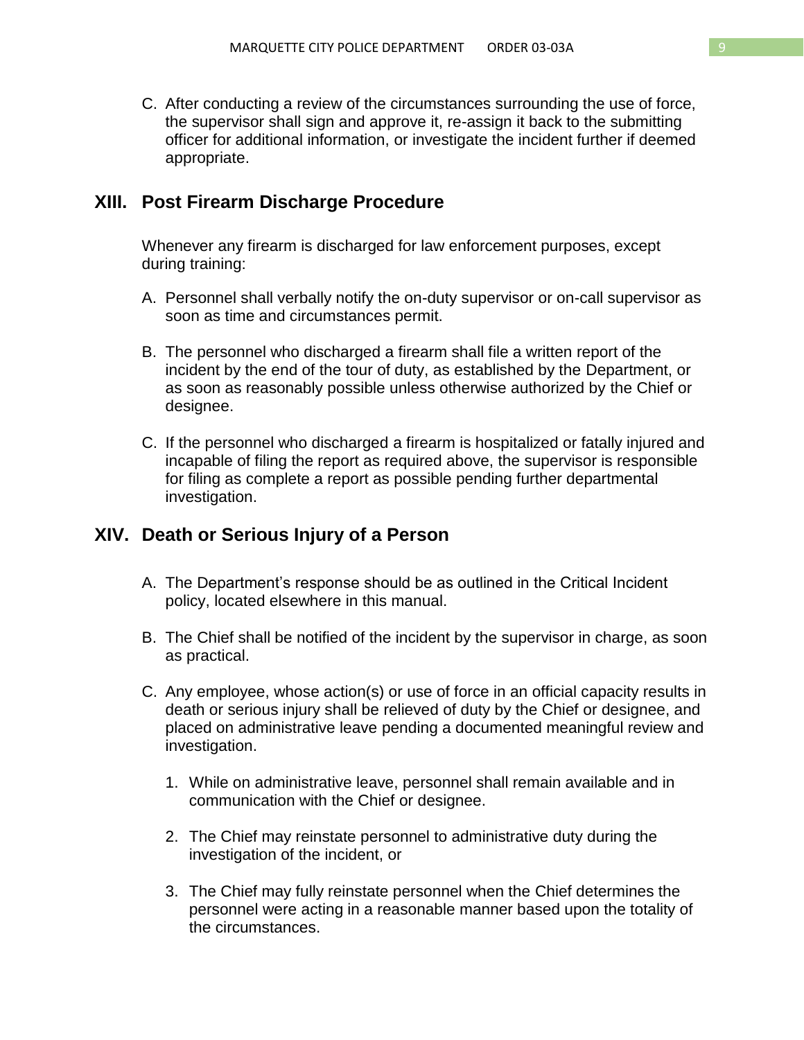C. After conducting a review of the circumstances surrounding the use of force, the supervisor shall sign and approve it, re-assign it back to the submitting officer for additional information, or investigate the incident further if deemed appropriate.

## XIII. Post Firearm Discharge Procedure

Whenever any firearm is discharged for law enforcement purposes, except during training:

A. Personnel shall verbally notify the on-duty supervisor or on-call supervisor as soon as time and circumstances permit.

B. The personnel who discharged a firearm shall file a written report of the incident by the end of the tour of duty, as established by the Department, or as soon as reasonably possible unless otherwise authorized by the Chief or designee.

C. If the personnel who discharged a firearm is hospitalized or fatally injured and incapable of filing the report as required above, the supervisor is responsible for filing as complete a report as possible pending further departmental investigation.

## XIV. Death or Serious Injury of a Person

A. The Department's response should be as outlined in the Critical Incident policy, located elsewhere in this manual.

B. The Chief shall be notified of the incident by the supervisor in charge, as soon as practical.

C. Any employee, whose action(s) or use of force in an official capacity results in death or serious injury shall be relieved of duty by the Chief or designee, and placed on administrative leave pending a documented meaningful review and investigation.

   1. While on administrative leave, personnel shall remain available and in communication with the Chief or designee.

   2. The Chief may reinstate personnel to administrative duty during the investigation of the incident, or

   3. The Chief may fully reinstate personnel when the Chief determines the personnel were acting in a reasonable manner based upon the totality of the circumstances.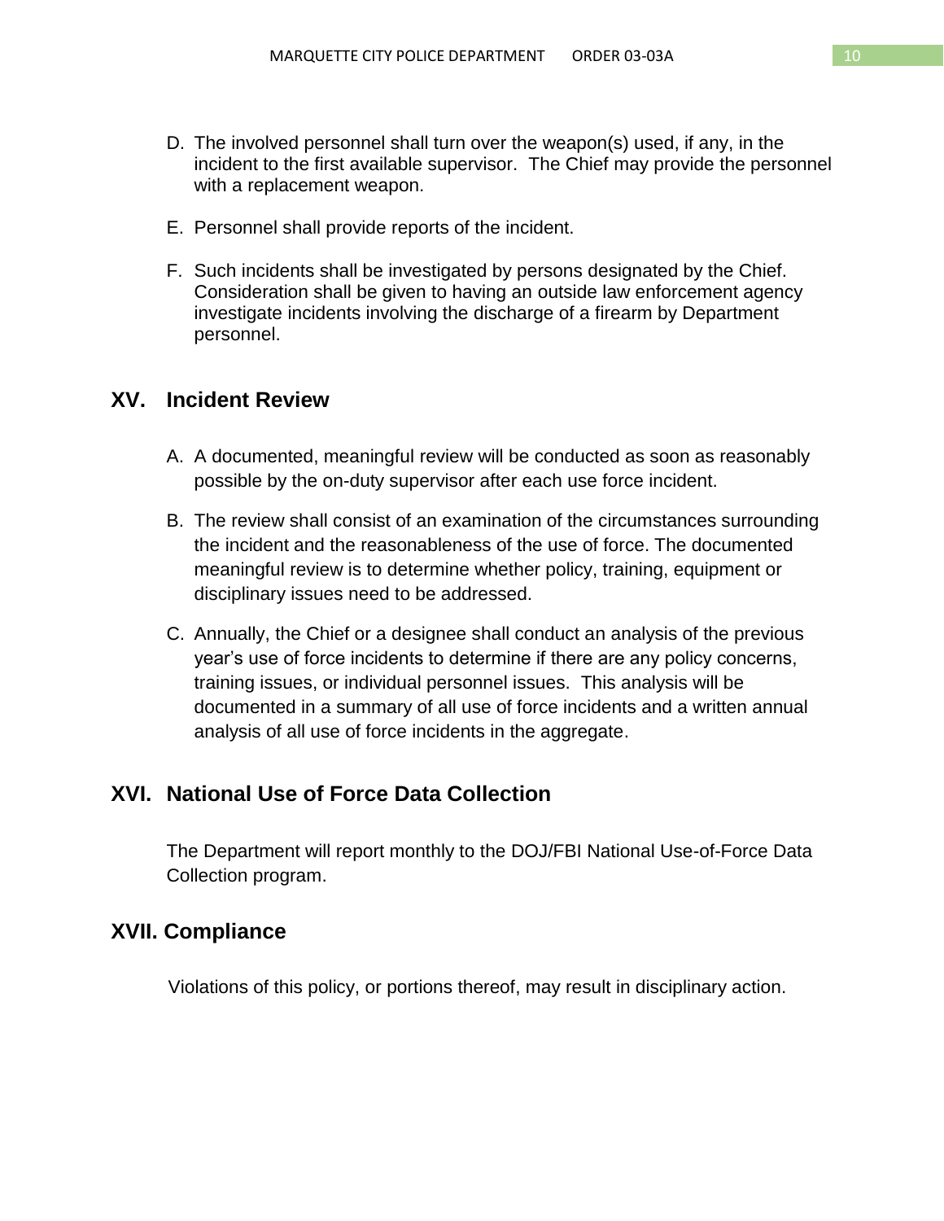D. The involved personnel shall turn over the weapon(s) used, if any, in the incident to the first available supervisor. The Chief may provide the personnel with a replacement weapon.

E. Personnel shall provide reports of the incident.

F. Such incidents shall be investigated by persons designated by the Chief. Consideration shall be given to having an outside law enforcement agency investigate incidents involving the discharge of a firearm by Department personnel.

## XV. Incident Review

A. A documented, meaningful review will be conducted as soon as reasonably possible by the on-duty supervisor after each use force incident.

B. The review shall consist of an examination of the circumstances surrounding the incident and the reasonableness of the use of force. The documented meaningful review is to determine whether policy, training, equipment or disciplinary issues need to be addressed.

C. Annually, the Chief or a designee shall conduct an analysis of the previous year's use of force incidents to determine if there are any policy concerns, training issues, or individual personnel issues. This analysis will be documented in a summary of all use of force incidents and a written annual analysis of all use of force incidents in the aggregate.

## XVI. National Use of Force Data Collection

The Department will report monthly to the DOJ/FBI National Use-of-Force Data Collection program.

## XVII. Compliance

Violations of this policy, or portions thereof, may result in disciplinary action.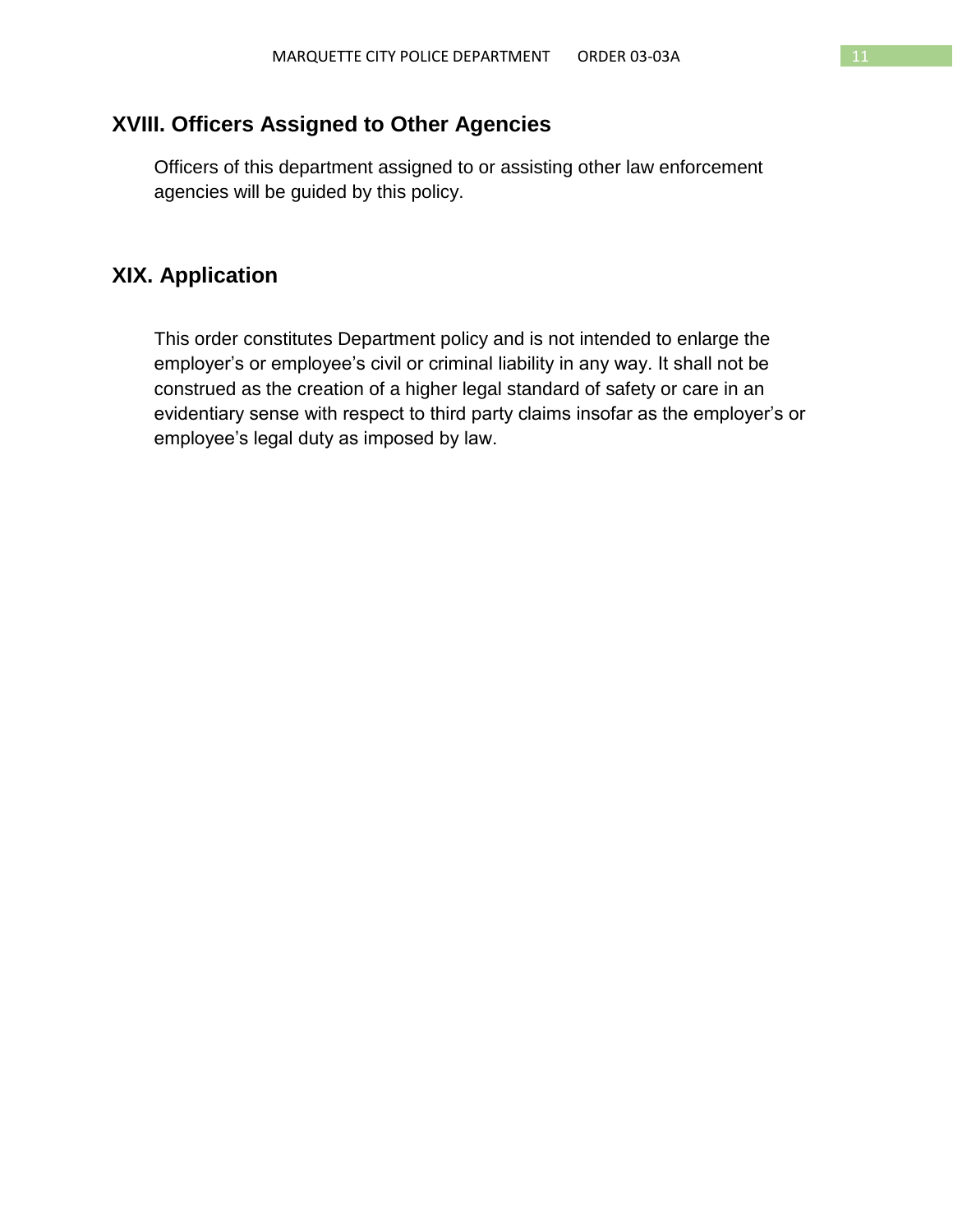## XVIII. Officers Assigned to Other Agencies

Officers of this department assigned to or assisting other law enforcement agencies will be guided by this policy.

## XIX. Application

This order constitutes Department policy and is not intended to enlarge the employer's or employee's civil or criminal liability in any way. It shall not be construed as the creation of a higher legal standard of safety or care in an evidentiary sense with respect to third party claims insofar as the employer's or employee's legal duty as imposed by law.